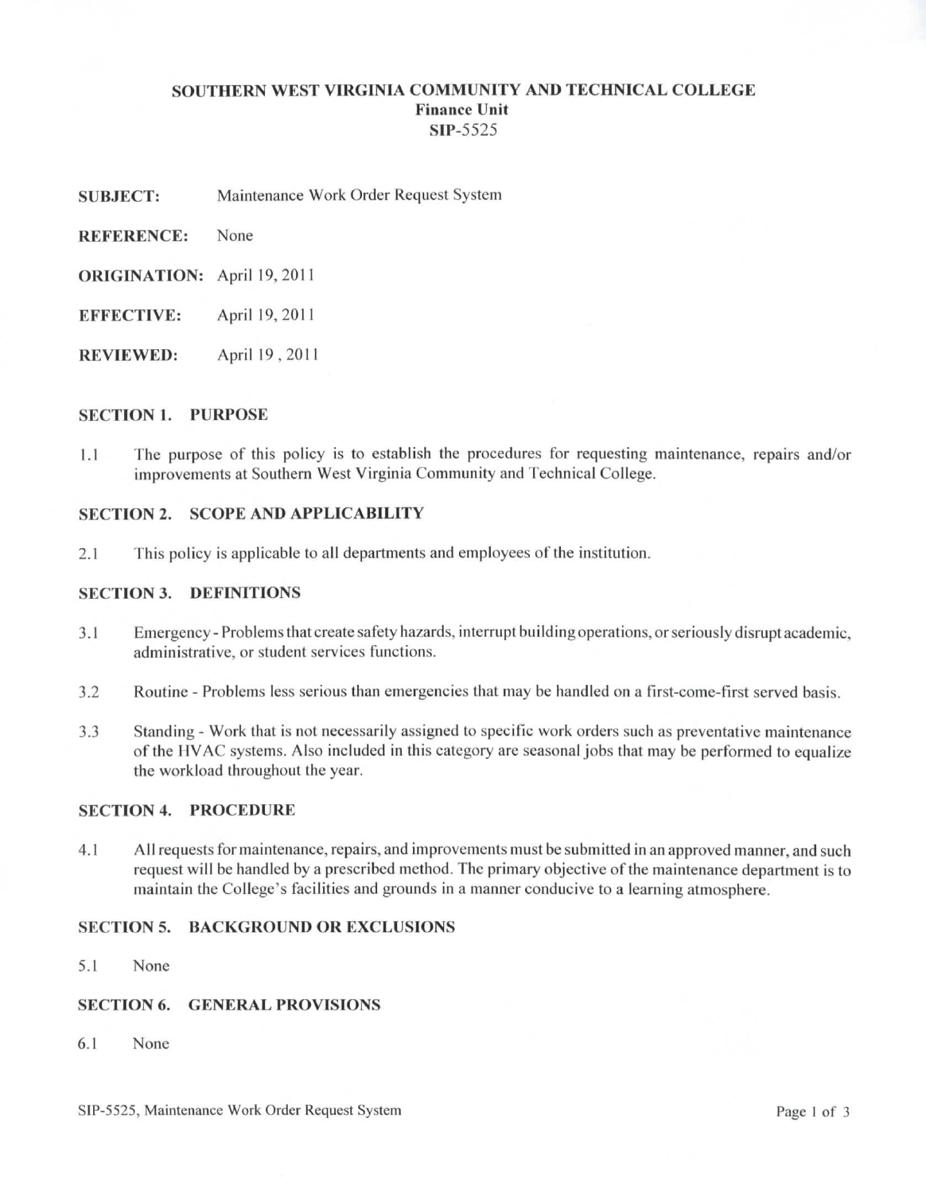# SOUTHERN WEST VIRGINIA COMMUNITY AND TECHNICAL COLLEGE
## Finance Unit
## SIP-5525

**SUBJECT:** Maintenance Work Order Request System

**REFERENCE:** None

**ORIGINATION:** April 19, 2011

**EFFECTIVE:** April 19, 2011

**REVIEWED:** April 19 , 2011

### SECTION 1. PURPOSE

1.1 The purpose of this policy is to establish the procedures for requesting maintenance, repairs and/or improvements at Southern West Virginia Community and Technical College.

### SECTION 2. SCOPE AND APPLICABILITY

2.1 This policy is applicable to all departments and employees of the institution.

### SECTION 3. DEFINITIONS

3.1 Emergency - Problems that create safety hazards, interrupt building operations, or seriously disrupt academic, administrative, or student services functions.

3.2 Routine - Problems less serious than emergencies that may be handled on a first-come-first served basis.

3.3 Standing - Work that is not necessarily assigned to specific work orders such as preventative maintenance of the HVAC systems. Also included in this category are seasonal jobs that may be performed to equalize the workload throughout the year.

### SECTION 4. PROCEDURE

4.1 All requests for maintenance, repairs, and improvements must be submitted in an approved manner, and such request will be handled by a prescribed method. The primary objective of the maintenance department is to maintain the College's facilities and grounds in a manner conducive to a learning atmosphere.

### SECTION 5. BACKGROUND OR EXCLUSIONS

5.1 None

### SECTION 6. GENERAL PROVISIONS

6.1 None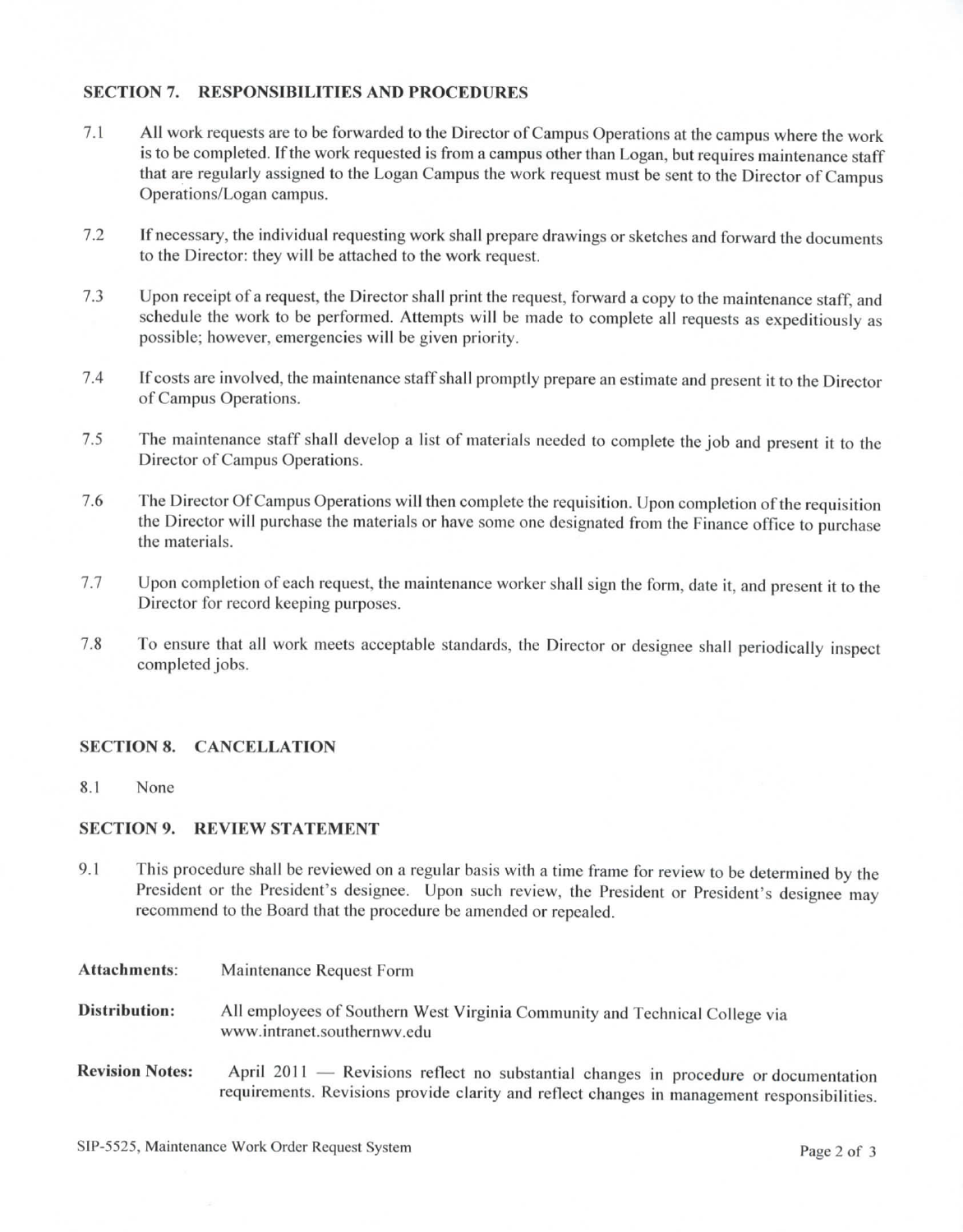## SECTION 7. RESPONSIBILITIES AND PROCEDURES

7.1 All work requests are to be forwarded to the Director of Campus Operations at the campus where the work is to be completed. If the work requested is from a campus other than Logan, but requires maintenance staff that are regularly assigned to the Logan Campus the work request must be sent to the Director of Campus Operations/Logan campus.

7.2 If necessary, the individual requesting work shall prepare drawings or sketches and forward the documents to the Director: they will be attached to the work request.

7.3 Upon receipt of a request, the Director shall print the request, forward a copy to the maintenance staff, and schedule the work to be performed. Attempts will be made to complete all requests as expeditiously as possible; however, emergencies will be given priority.

7.4 If costs are involved, the maintenance staff shall promptly prepare an estimate and present it to the Director of Campus Operations.

7.5 The maintenance staff shall develop a list of materials needed to complete the job and present it to the Director of Campus Operations.

7.6 The Director Of Campus Operations will then complete the requisition. Upon completion of the requisition the Director will purchase the materials or have some one designated from the Finance office to purchase the materials.

7.7 Upon completion of each request, the maintenance worker shall sign the form, date it, and present it to the Director for record keeping purposes.

7.8 To ensure that all work meets acceptable standards, the Director or designee shall periodically inspect completed jobs.

## SECTION 8. CANCELLATION

8.1 None

## SECTION 9. REVIEW STATEMENT

9.1 This procedure shall be reviewed on a regular basis with a time frame for review to be determined by the President or the President's designee. Upon such review, the President or President's designee may recommend to the Board that the procedure be amended or repealed.

**Attachments:** Maintenance Request Form

**Distribution:** All employees of Southern West Virginia Community and Technical College via www.intranet.southernwv.edu

**Revision Notes:** April 2011 — Revisions reflect no substantial changes in procedure or documentation requirements. Revisions provide clarity and reflect changes in management responsibilities.